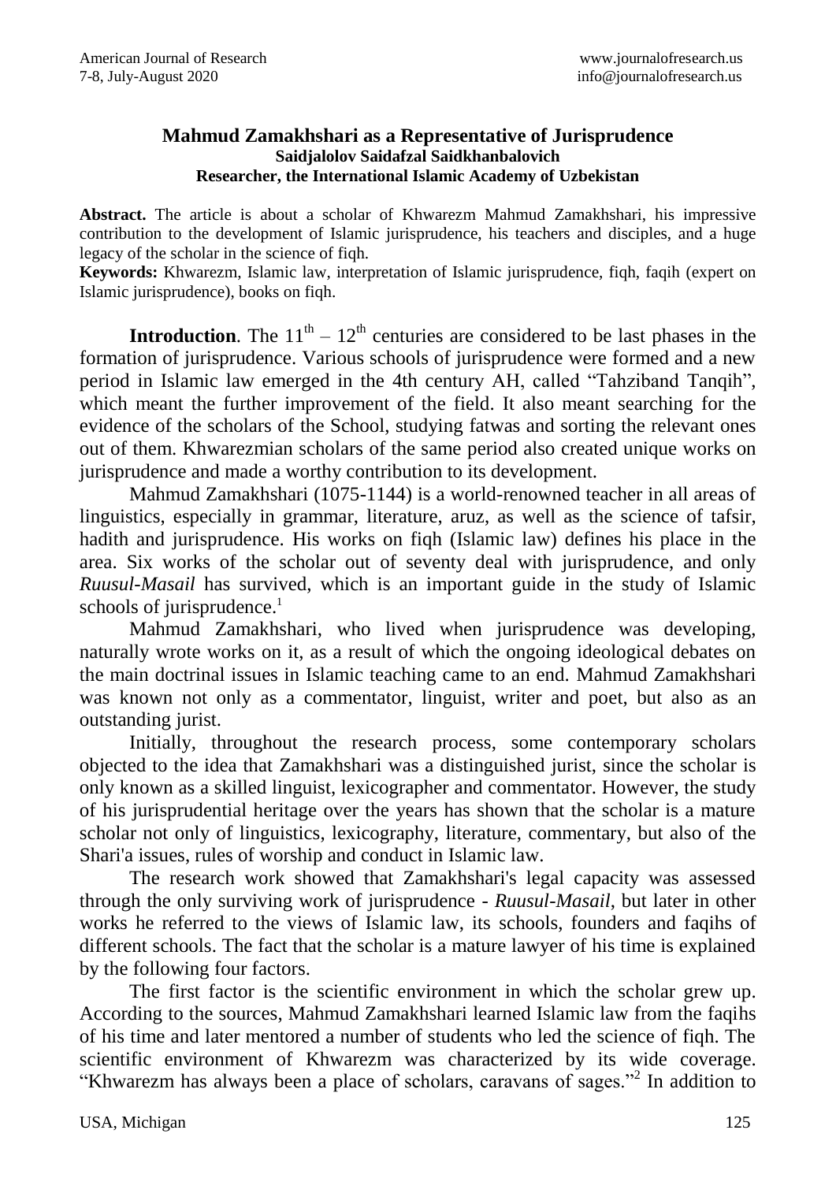# Mahmud Zamakhshari as a Representative of Jurisprudence

**Saidjalolov Saidafzal Saidkhanbalovich**
**Researcher, the International Islamic Academy of Uzbekistan**

**Abstract.** The article is about a scholar of Khwarezm Mahmud Zamakhshari, his impressive contribution to the development of Islamic jurisprudence, his teachers and disciples, and a huge legacy of the scholar in the science of fiqh.

**Keywords:** Khwarezm, Islamic law, interpretation of Islamic jurisprudence, fiqh, faqih (expert on Islamic jurisprudence), books on fiqh.

**Introduction**. The $11^{th}$ – $12^{th}$ centuries are considered to be last phases in the formation of jurisprudence. Various schools of jurisprudence were formed and a new period in Islamic law emerged in the 4th century AH, called "Tahziband Tanqih", which meant the further improvement of the field. It also meant searching for the evidence of the scholars of the School, studying fatwas and sorting the relevant ones out of them. Khwarezmian scholars of the same period also created unique works on jurisprudence and made a worthy contribution to its development.

Mahmud Zamakhshari (1075-1144) is a world-renowned teacher in all areas of linguistics, especially in grammar, literature, aruz, as well as the science of tafsir, hadith and jurisprudence. His works on fiqh (Islamic law) defines his place in the area. Six works of the scholar out of seventy deal with jurisprudence, and only *Ruusul-Masail* has survived, which is an important guide in the study of Islamic schools of jurisprudence.[1]

Mahmud Zamakhshari, who lived when jurisprudence was developing, naturally wrote works on it, as a result of which the ongoing ideological debates on the main doctrinal issues in Islamic teaching came to an end. Mahmud Zamakhshari was known not only as a commentator, linguist, writer and poet, but also as an outstanding jurist.

Initially, throughout the research process, some contemporary scholars objected to the idea that Zamakhshari was a distinguished jurist, since the scholar is only known as a skilled linguist, lexicographer and commentator. However, the study of his jurisprudential heritage over the years has shown that the scholar is a mature scholar not only of linguistics, lexicography, literature, commentary, but also of the Shari'a issues, rules of worship and conduct in Islamic law.

The research work showed that Zamakhshari's legal capacity was assessed through the only surviving work of jurisprudence - *Ruusul-Masail*, but later in other works he referred to the views of Islamic law, its schools, founders and faqihs of different schools. The fact that the scholar is a mature lawyer of his time is explained by the following four factors.

The first factor is the scientific environment in which the scholar grew up. According to the sources, Mahmud Zamakhshari learned Islamic law from the faqihs of his time and later mentored a number of students who led the science of fiqh. The scientific environment of Khwarezm was characterized by its wide coverage. "Khwarezm has always been a place of scholars, caravans of sages."[2] In addition to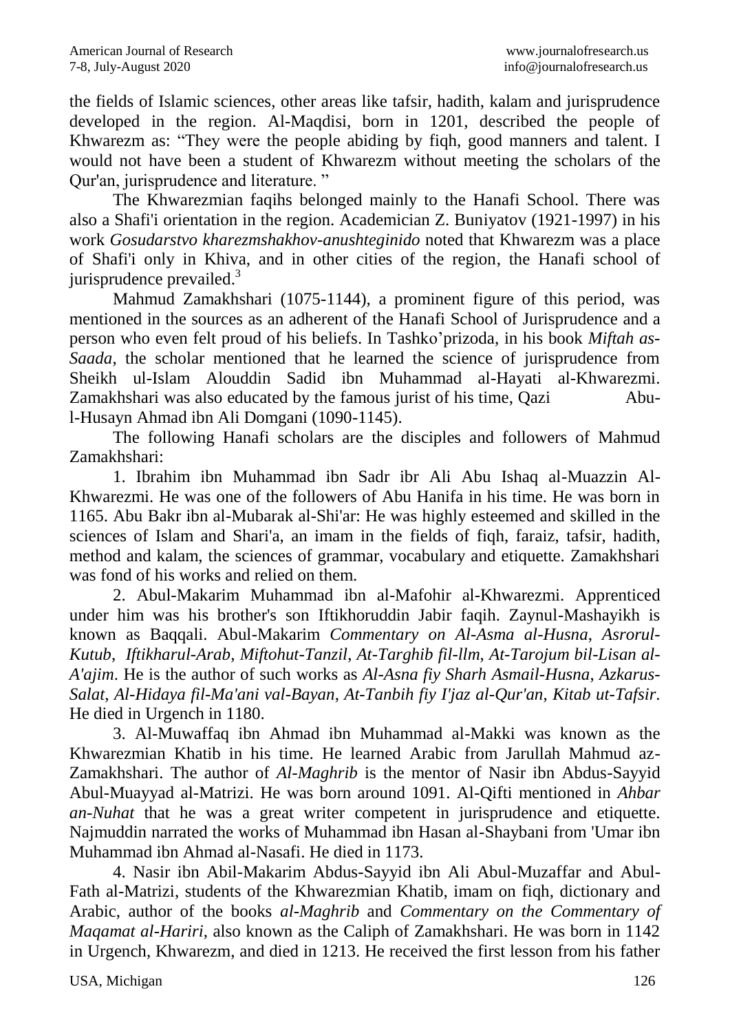the fields of Islamic sciences, other areas like tafsir, hadith, kalam and jurisprudence developed in the region. Al-Maqdisi, born in 1201, described the people of Khwarezm as: “They were the people abiding by fiqh, good manners and talent. I would not have been a student of Khwarezm without meeting the scholars of the Qur'an, jurisprudence and literature. ”

The Khwarezmian faqihs belonged mainly to the Hanafi School. There was also a Shafi'i orientation in the region. Academician Z. Buniyatov (1921-1997) in his work *Gosudarstvo kharezmshakhov-anushteginido* noted that Khwarezm was a place of Shafi'i only in Khiva, and in other cities of the region, the Hanafi school of jurisprudence prevailed.[3]

Mahmud Zamakhshari (1075-1144), a prominent figure of this period, was mentioned in the sources as an adherent of the Hanafi School of Jurisprudence and a person who even felt proud of his beliefs. In Tashko’prizoda, in his book *Miftah as-Saada*, the scholar mentioned that he learned the science of jurisprudence from Sheikh ul-Islam Alouddin Sadid ibn Muhammad al-Hayati al-Khwarezmi. Zamakhshari was also educated by the famous jurist of his time, Qazi Abu-l-Husayn Ahmad ibn Ali Domgani (1090-1145).

The following Hanafi scholars are the disciples and followers of Mahmud Zamakhshari:

1. Ibrahim ibn Muhammad ibn Sadr ibr Ali Abu Ishaq al-Muazzin Al-Khwarezmi. He was one of the followers of Abu Hanifa in his time. He was born in 1165. Abu Bakr ibn al-Mubarak al-Shi'ar: He was highly esteemed and skilled in the sciences of Islam and Shari'a, an imam in the fields of fiqh, faraiz, tafsir, hadith, method and kalam, the sciences of grammar, vocabulary and etiquette. Zamakhshari was fond of his works and relied on them.

2. Abul-Makarim Muhammad ibn al-Mafohir al-Khwarezmi. Apprenticed under him was his brother's son Iftikhoruddin Jabir faqih. Zaynul-Mashayikh is known as Baqqali. Abul-Makarim *Commentary on Al-Asma al-Husna*, *Asrorul-Kutub*, *Iftikharul-Arab*, *Miftohut-Tanzil*, *At-Targhib fil-llm*, *At-Tarojum bil-Lisan al-A'ajim*. He is the author of such works as *Al-Asna fiy Sharh Asmail-Husna*, *Azkarus-Salat*, *Al-Hidaya fil-Ma'ani val-Bayan*, *At-Tanbih fiy I'jaz al-Qur'an*, *Kitab ut-Tafsir*. He died in Urgench in 1180.

3. Al-Muwaffaq ibn Ahmad ibn Muhammad al-Makki was known as the Khwarezmian Khatib in his time. He learned Arabic from Jarullah Mahmud az-Zamakhshari. The author of *Al-Maghrib* is the mentor of Nasir ibn Abdus-Sayyid Abul-Muayyad al-Matrizi. He was born around 1091. Al-Qifti mentioned in *Ahbar an-Nuhat* that he was a great writer competent in jurisprudence and etiquette. Najmuddin narrated the works of Muhammad ibn Hasan al-Shaybani from 'Umar ibn Muhammad ibn Ahmad al-Nasafi. He died in 1173.

4. Nasir ibn Abil-Makarim Abdus-Sayyid ibn Ali Abul-Muzaffar and Abul-Fath al-Matrizi, students of the Khwarezmian Khatib, imam on fiqh, dictionary and Arabic, author of the books *al-Maghrib* and *Commentary on the Commentary of Maqamat al-Hariri*, also known as the Caliph of Zamakhshari. He was born in 1142 in Urgench, Khwarezm, and died in 1213. He received the first lesson from his father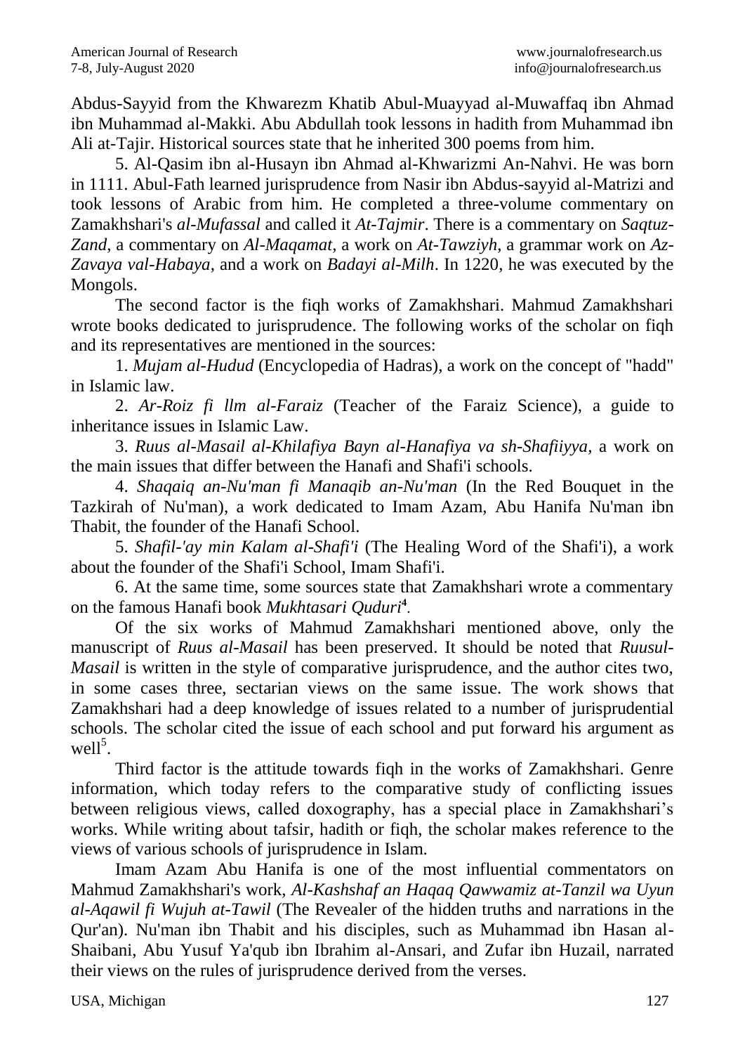Abdus-Sayyid from the Khwarezm Khatib Abul-Muayyad al-Muwaffaq ibn Ahmad ibn Muhammad al-Makki. Abu Abdullah took lessons in hadith from Muhammad ibn Ali at-Tajir. Historical sources state that he inherited 300 poems from him.

5. Al-Qasim ibn al-Husayn ibn Ahmad al-Khwarizmi An-Nahvi. He was born in 1111. Abul-Fath learned jurisprudence from Nasir ibn Abdus-sayyid al-Matrizi and took lessons of Arabic from him. He completed a three-volume commentary on Zamakhshari's *al-Mufassal* and called it *At-Tajmir*. There is a commentary on *Saqtuz-Zand*, a commentary on *Al-Maqamat*, a work on *At-Tawziyh*, a grammar work on *Az-Zavaya val-Habaya*, and a work on *Badayi al-Milh*. In 1220, he was executed by the Mongols.

The second factor is the fiqh works of Zamakhshari. Mahmud Zamakhshari wrote books dedicated to jurisprudence. The following works of the scholar on fiqh and its representatives are mentioned in the sources:

1. *Mujam al-Hudud* (Encyclopedia of Hadras), a work on the concept of "hadd" in Islamic law.

2. *Ar-Roiz fi llm al-Faraiz* (Teacher of the Faraiz Science), a guide to inheritance issues in Islamic Law.

3. *Ruus al-Masail al-Khilafiya Bayn al-Hanafiya va sh-Shafiiyya*, a work on the main issues that differ between the Hanafi and Shafi'i schools.

4. *Shaqaiq an-Nu'man fi Manaqib an-Nu'man* (In the Red Bouquet in the Tazkirah of Nu'man), a work dedicated to Imam Azam, Abu Hanifa Nu'man ibn Thabit, the founder of the Hanafi School.

5. *Shafil-'ay min Kalam al-Shafi'i* (The Healing Word of the Shafi'i), a work about the founder of the Shafi'i School, Imam Shafi'i.

6. At the same time, some sources state that Zamakhshari wrote a commentary on the famous Hanafi book *Mukhtasari Quduri*[4].

Of the six works of Mahmud Zamakhshari mentioned above, only the manuscript of *Ruus al-Masail* has been preserved. It should be noted that *Ruusul-Masail* is written in the style of comparative jurisprudence, and the author cites two, in some cases three, sectarian views on the same issue. The work shows that Zamakhshari had a deep knowledge of issues related to a number of jurisprudential schools. The scholar cited the issue of each school and put forward his argument as well[5].

Third factor is the attitude towards fiqh in the works of Zamakhshari. Genre information, which today refers to the comparative study of conflicting issues between religious views, called doxography, has a special place in Zamakhshari's works. While writing about tafsir, hadith or fiqh, the scholar makes reference to the views of various schools of jurisprudence in Islam.

Imam Azam Abu Hanifa is one of the most influential commentators on Mahmud Zamakhshari's work, *Al-Kashshaf an Haqaq Qawwamiz at-Tanzil wa Uyun al-Aqawil fi Wujuh at-Tawil* (The Revealer of the hidden truths and narrations in the Qur'an). Nu'man ibn Thabit and his disciples, such as Muhammad ibn Hasan al-Shaibani, Abu Yusuf Ya'qub ibn Ibrahim al-Ansari, and Zufar ibn Huzail, narrated their views on the rules of jurisprudence derived from the verses.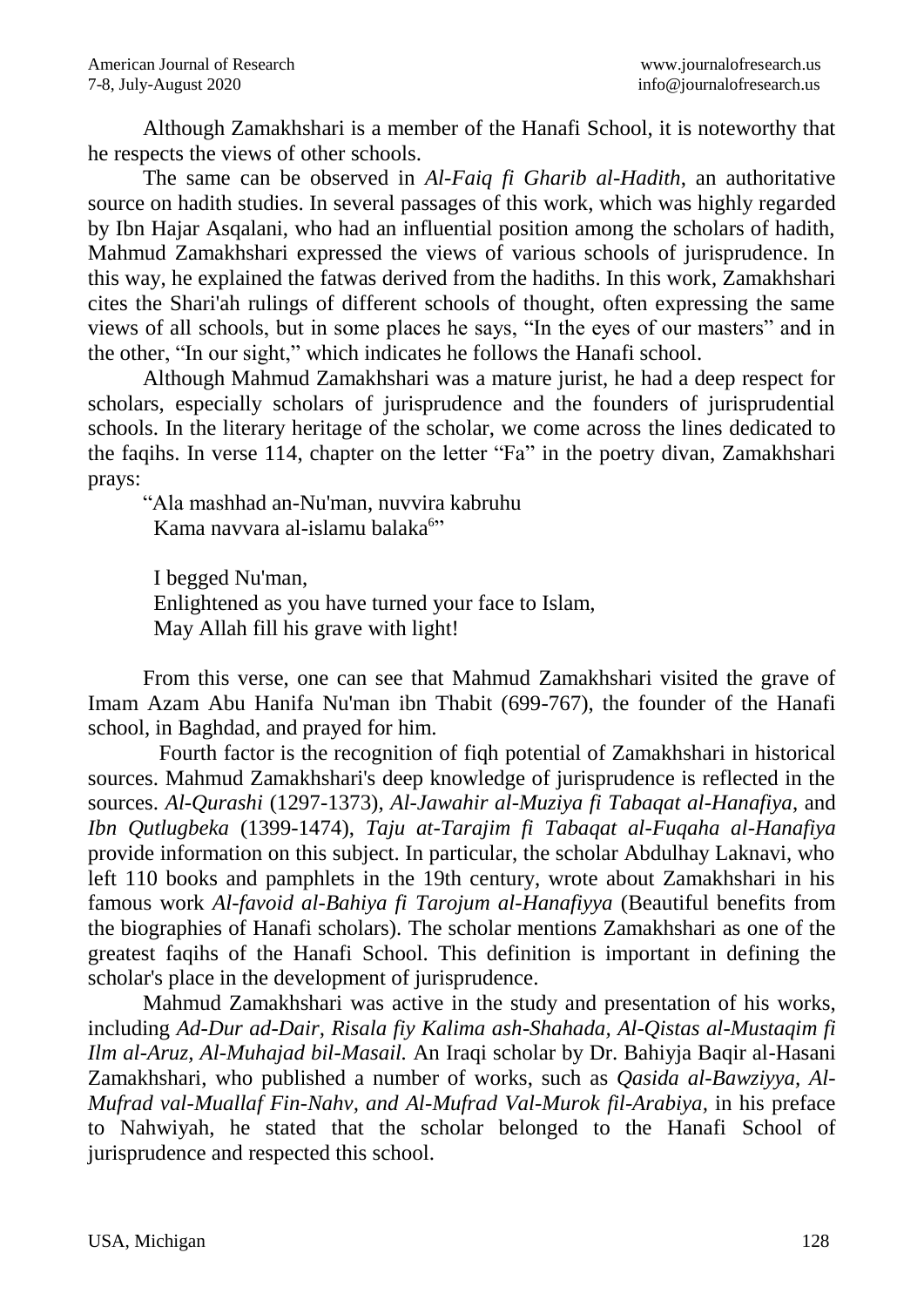Although Zamakhshari is a member of the Hanafi School, it is noteworthy that he respects the views of other schools.

The same can be observed in *Al-Faiq fi Gharib al-Hadith*, an authoritative source on hadith studies. In several passages of this work, which was highly regarded by Ibn Hajar Asqalani, who had an influential position among the scholars of hadith, Mahmud Zamakhshari expressed the views of various schools of jurisprudence. In this way, he explained the fatwas derived from the hadiths. In this work, Zamakhshari cites the Shari'ah rulings of different schools of thought, often expressing the same views of all schools, but in some places he says, "In the eyes of our masters" and in the other, "In our sight," which indicates he follows the Hanafi school.

Although Mahmud Zamakhshari was a mature jurist, he had a deep respect for scholars, especially scholars of jurisprudence and the founders of jurisprudential schools. In the literary heritage of the scholar, we come across the lines dedicated to the faqihs. In verse 114, chapter on the letter "Fa" in the poetry divan, Zamakhshari prays:

"Ala mashhad an-Nu'man, nuvvira kabruhu
Kama navvara al-islamu balaka[6]"

I begged Nu'man,
Enlightened as you have turned your face to Islam,
May Allah fill his grave with light!

From this verse, one can see that Mahmud Zamakhshari visited the grave of Imam Azam Abu Hanifa Nu'man ibn Thabit (699-767), the founder of the Hanafi school, in Baghdad, and prayed for him.

Fourth factor is the recognition of fiqh potential of Zamakhshari in historical sources. Mahmud Zamakhshari's deep knowledge of jurisprudence is reflected in the sources. *Al-Qurashi* (1297-1373), *Al-Jawahir al-Muziya fi Tabaqat al-Hanafiya*, and *Ibn Qutlugbeka* (1399-1474), *Taju at-Tarajim fi Tabaqat al-Fuqaha al-Hanafiya* provide information on this subject. In particular, the scholar Abdulhay Laknavi, who left 110 books and pamphlets in the 19th century, wrote about Zamakhshari in his famous work *Al-favoid al-Bahiya fi Tarojum al-Hanafiyya* (Beautiful benefits from the biographies of Hanafi scholars). The scholar mentions Zamakhshari as one of the greatest faqihs of the Hanafi School. This definition is important in defining the scholar's place in the development of jurisprudence.

Mahmud Zamakhshari was active in the study and presentation of his works, including *Ad-Dur ad-Dair, Risala fiy Kalima ash-Shahada, Al-Qistas al-Mustaqim fi Ilm al-Aruz, Al-Muhajad bil-Masail.* An Iraqi scholar by Dr. Bahiyja Baqir al-Hasani Zamakhshari, who published a number of works, such as *Qasida al-Bawziyya, Al-Mufrad val-Muallaf Fin-Nahv, and Al-Mufrad Val-Murok fil-Arabiya*, in his preface to Nahwiyah, he stated that the scholar belonged to the Hanafi School of jurisprudence and respected this school.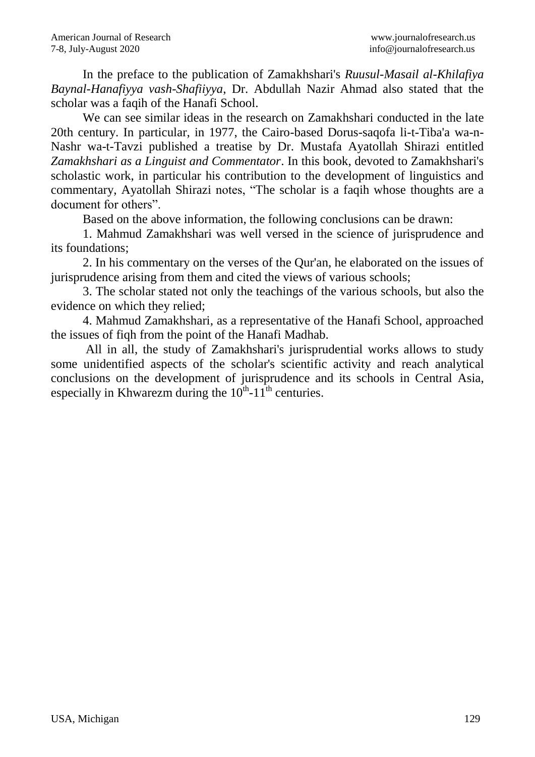In the preface to the publication of Zamakhshari's *Ruusul-Masail al-Khilafiya Baynal-Hanafiyya vash-Shafiiyya*, Dr. Abdullah Nazir Ahmad also stated that the scholar was a faqih of the Hanafi School.

We can see similar ideas in the research on Zamakhshari conducted in the late 20th century. In particular, in 1977, the Cairo-based Dorus-saqofa li-t-Tiba'a wa-n-Nashr wa-t-Tavzi published a treatise by Dr. Mustafa Ayatollah Shirazi entitled *Zamakhshari as a Linguist and Commentator*. In this book, devoted to Zamakhshari's scholastic work, in particular his contribution to the development of linguistics and commentary, Ayatollah Shirazi notes, "The scholar is a faqih whose thoughts are a document for others".

Based on the above information, the following conclusions can be drawn:

1. Mahmud Zamakhshari was well versed in the science of jurisprudence and its foundations;
2. In his commentary on the verses of the Qur'an, he elaborated on the issues of jurisprudence arising from them and cited the views of various schools;
3. The scholar stated not only the teachings of the various schools, but also the evidence on which they relied;
4. Mahmud Zamakhshari, as a representative of the Hanafi School, approached the issues of fiqh from the point of the Hanafi Madhab.

All in all, the study of Zamakhshari's jurisprudential works allows to study some unidentified aspects of the scholar's scientific activity and reach analytical conclusions on the development of jurisprudence and its schools in Central Asia, especially in Khwarezm during the $10^{th}$-$11^{th}$ centuries.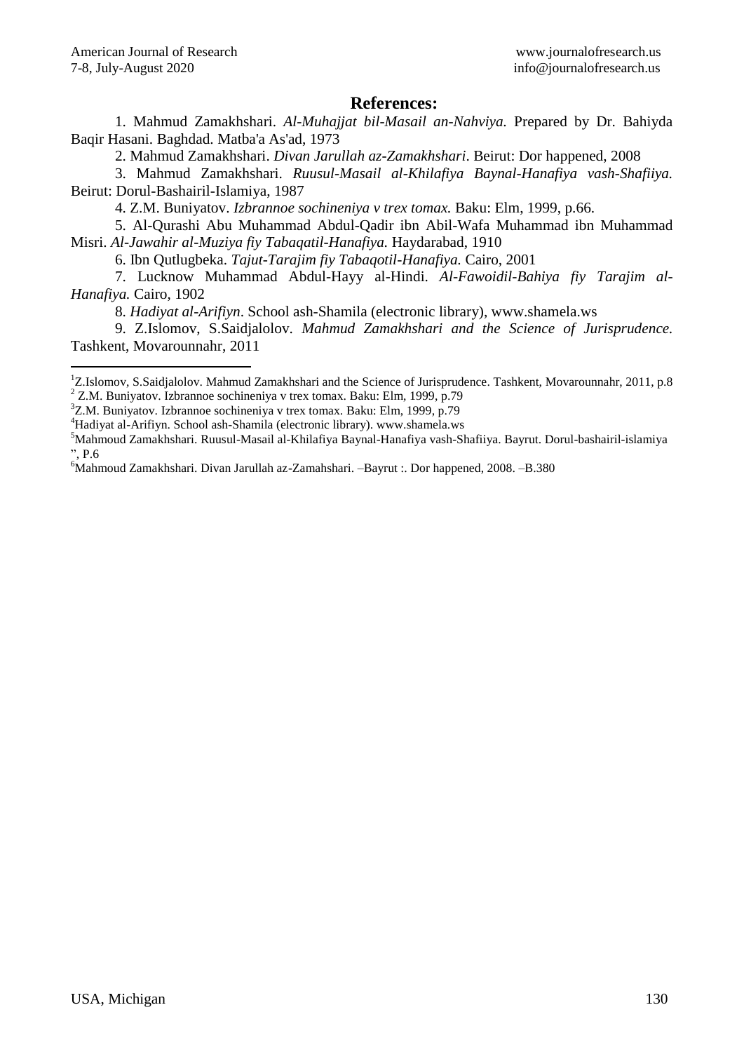## References:

1. Mahmud Zamakhshari. *Al-Muhajjat bil-Masail an-Nahviya.* Prepared by Dr. Bahiyda Baqir Hasani. Baghdad. Matba'a As'ad, 1973
2. Mahmud Zamakhshari. *Divan Jarullah az-Zamakhshari*. Beirut: Dor happened, 2008
3. Mahmud Zamakhshari. *Ruusul-Masail al-Khilafiya Baynal-Hanafiya vash-Shafiiya.* Beirut: Dorul-Bashairil-Islamiya, 1987
4. Z.M. Buniyatov. *Izbrannoe sochineniya v trex tomax.* Baku: Elm, 1999, p.66.
5. Al-Qurashi Abu Muhammad Abdul-Qadir ibn Abil-Wafa Muhammad ibn Muhammad Misri. *Al-Jawahir al-Muziya fiy Tabaqatil-Hanafiya.* Haydarabad, 1910
6. Ibn Qutlugbeka. *Tajut-Tarajim fiy Tabaqotil-Hanafiya.* Cairo, 2001
7. Lucknow Muhammad Abdul-Hayy al-Hindi. *Al-Fawoidil-Bahiya fiy Tarajim al-Hanafiya.* Cairo, 1902
8. *Hadiyat al-Arifiyn*. School ash-Shamila (electronic library), www.shamela.ws
9. Z.Islomov, S.Saidjalolov. *Mahmud Zamakhshari and the Science of Jurisprudence.* Tashkent, Movarounnahr, 2011

---

[1]Z.Islomov, S.Saidjalolov. Mahmud Zamakhshari and the Science of Jurisprudence. Tashkent, Movarounnahr, 2011, p.8

[2] Z.M. Buniyatov. Izbrannoe sochineniya v trex tomax. Baku: Elm, 1999, p.79

[3]Z.M. Buniyatov. Izbrannoe sochineniya v trex tomax. Baku: Elm, 1999, p.79

[4]Hadiyat al-Arifiyn. School ash-Shamila (electronic library). www.shamela.ws

[5]Mahmoud Zamakhshari. Ruusul-Masail al-Khilafiya Baynal-Hanafiya vash-Shafiiya. Bayrut. Dorul-bashairil-islamiya ", P.6

[6]Mahmoud Zamakhshari. Divan Jarullah az-Zamahshari. –Bayrut :. Dor happened, 2008. –B.380